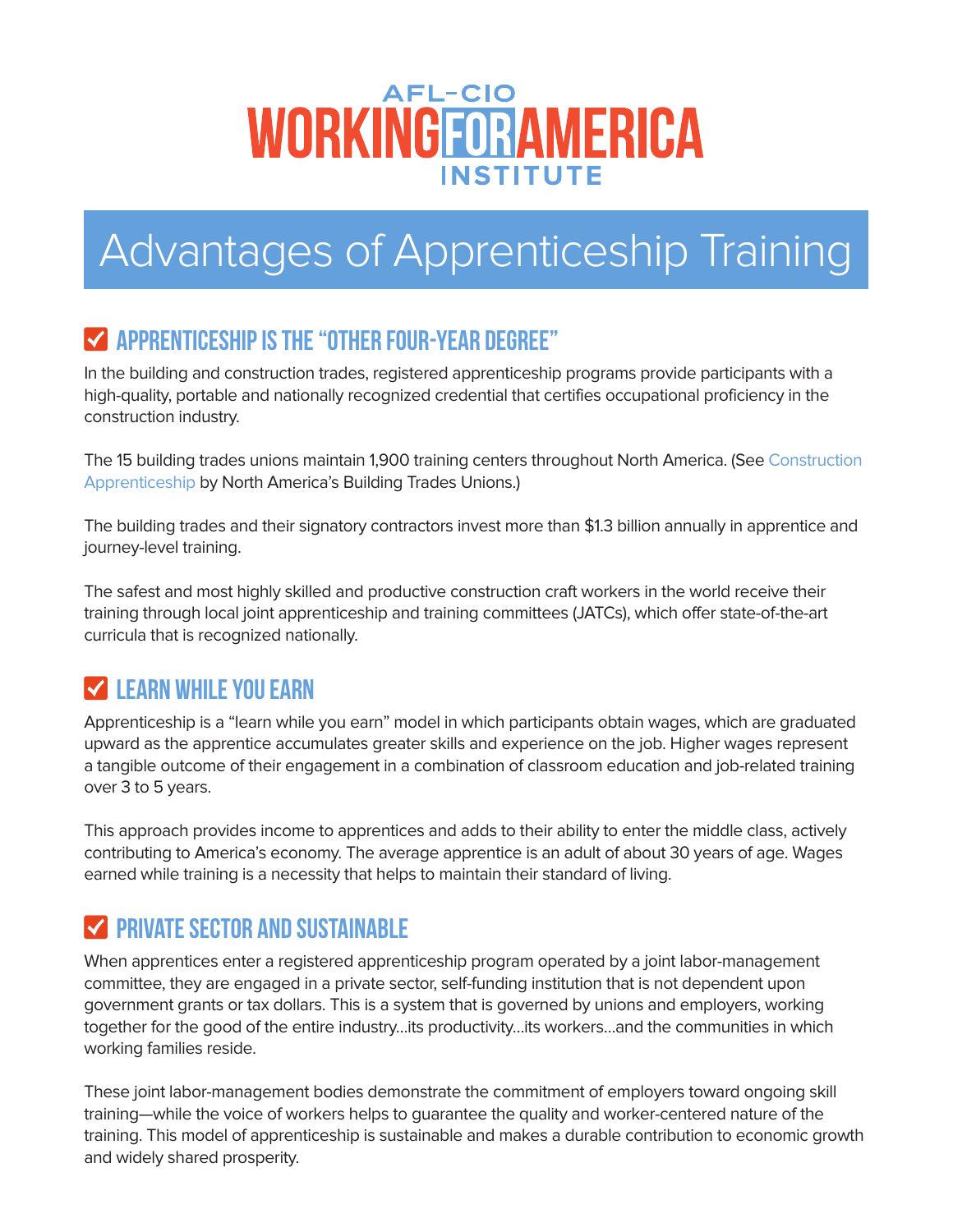AFL-CIO WORKING FOR AMERICA INSTITUTE

# Advantages of Apprenticeship Training

## Apprenticeship is the "Other Four-Year Degree"

In the building and construction trades, registered apprenticeship programs provide participants with a high-quality, portable and nationally recognized credential that certifies occupational proficiency in the construction industry.

The 15 building trades unions maintain 1,900 training centers throughout North America. (See Construction Apprenticeship by North America's Building Trades Unions.)

The building trades and their signatory contractors invest more than $1.3 billion annually in apprentice and journey-level training.

The safest and most highly skilled and productive construction craft workers in the world receive their training through local joint apprenticeship and training committees (JATCs), which offer state-of-the-art curricula that is recognized nationally.

## Learn While You Earn

Apprenticeship is a "learn while you earn" model in which participants obtain wages, which are graduated upward as the apprentice accumulates greater skills and experience on the job. Higher wages represent a tangible outcome of their engagement in a combination of classroom education and job-related training over 3 to 5 years.

This approach provides income to apprentices and adds to their ability to enter the middle class, actively contributing to America's economy. The average apprentice is an adult of about 30 years of age. Wages earned while training is a necessity that helps to maintain their standard of living.

## Private Sector and Sustainable

When apprentices enter a registered apprenticeship program operated by a joint labor-management committee, they are engaged in a private sector, self-funding institution that is not dependent upon government grants or tax dollars. This is a system that is governed by unions and employers, working together for the good of the entire industry…its productivity…its workers…and the communities in which working families reside.

These joint labor-management bodies demonstrate the commitment of employers toward ongoing skill training—while the voice of workers helps to guarantee the quality and worker-centered nature of the training. This model of apprenticeship is sustainable and makes a durable contribution to economic growth and widely shared prosperity.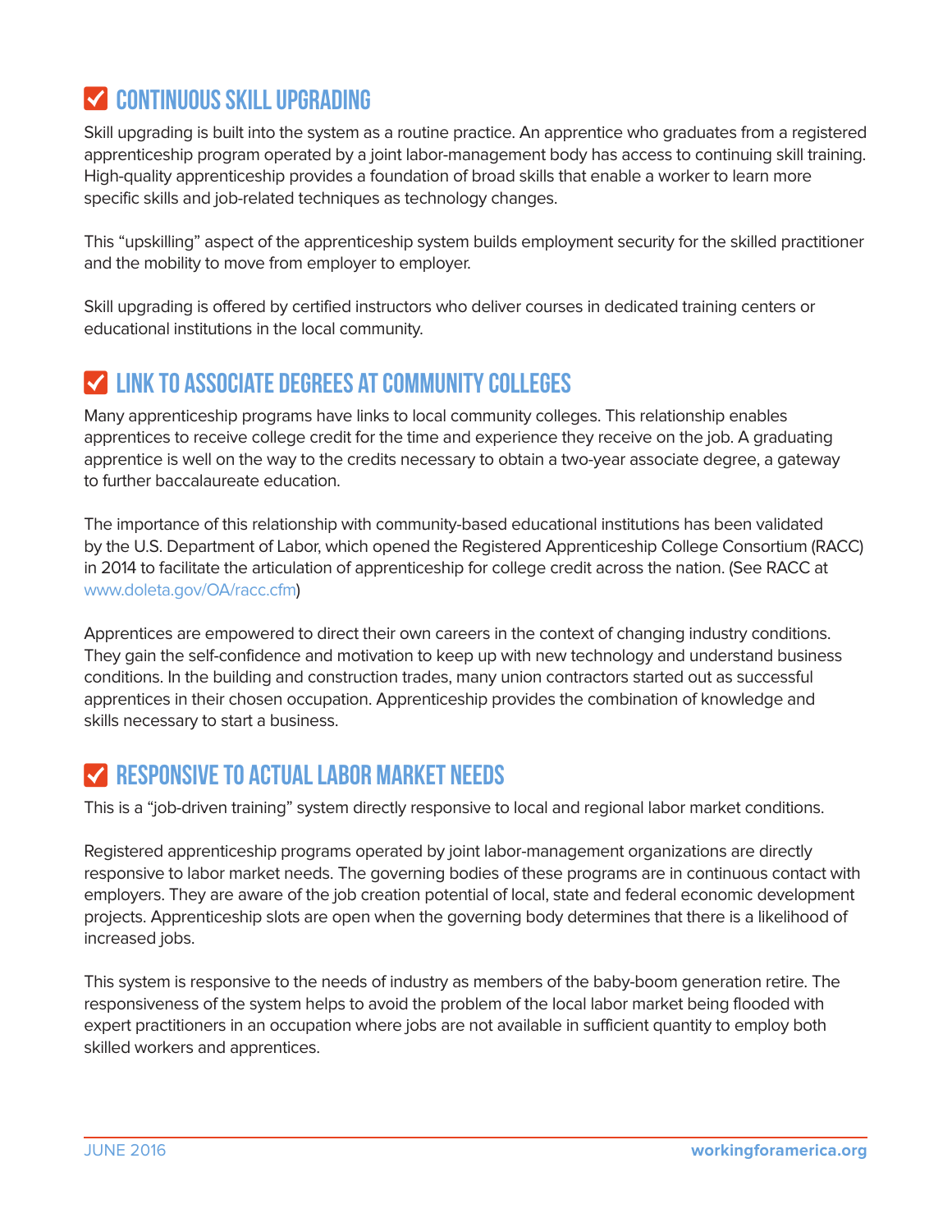## ☑ CONTINUOUS SKILL UPGRADING

Skill upgrading is built into the system as a routine practice. An apprentice who graduates from a registered apprenticeship program operated by a joint labor-management body has access to continuing skill training. High-quality apprenticeship provides a foundation of broad skills that enable a worker to learn more specific skills and job-related techniques as technology changes.

This "upskilling" aspect of the apprenticeship system builds employment security for the skilled practitioner and the mobility to move from employer to employer.

Skill upgrading is offered by certified instructors who deliver courses in dedicated training centers or educational institutions in the local community.

## ☑ LINK TO ASSOCIATE DEGREES AT COMMUNITY COLLEGES

Many apprenticeship programs have links to local community colleges. This relationship enables apprentices to receive college credit for the time and experience they receive on the job. A graduating apprentice is well on the way to the credits necessary to obtain a two-year associate degree, a gateway to further baccalaureate education.

The importance of this relationship with community-based educational institutions has been validated by the U.S. Department of Labor, which opened the Registered Apprenticeship College Consortium (RACC) in 2014 to facilitate the articulation of apprenticeship for college credit across the nation. (See RACC at www.doleta.gov/OA/racc.cfm)

Apprentices are empowered to direct their own careers in the context of changing industry conditions. They gain the self-confidence and motivation to keep up with new technology and understand business conditions. In the building and construction trades, many union contractors started out as successful apprentices in their chosen occupation. Apprenticeship provides the combination of knowledge and skills necessary to start a business.

## ☑ RESPONSIVE TO ACTUAL LABOR MARKET NEEDS

This is a "job-driven training" system directly responsive to local and regional labor market conditions.

Registered apprenticeship programs operated by joint labor-management organizations are directly responsive to labor market needs. The governing bodies of these programs are in continuous contact with employers. They are aware of the job creation potential of local, state and federal economic development projects. Apprenticeship slots are open when the governing body determines that there is a likelihood of increased jobs.

This system is responsive to the needs of industry as members of the baby-boom generation retire. The responsiveness of the system helps to avoid the problem of the local labor market being flooded with expert practitioners in an occupation where jobs are not available in sufficient quantity to employ both skilled workers and apprentices.